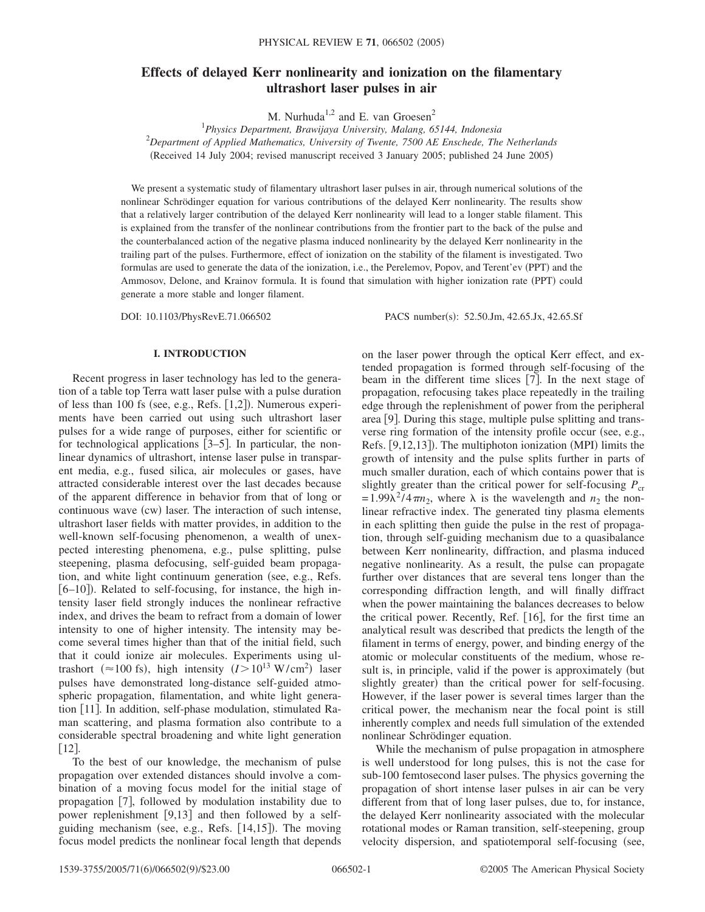# Effects of delayed Kerr nonlinearity and ionization on the filamentary ultrashort laser pulses in air

M. Nurhuda[1,2] and E. van Groesen[2]

[1]*Physics Department, Brawijaya University, Malang, 65144, Indonesia*
[2]*Department of Applied Mathematics, University of Twente, 7500 AE Enschede, The Netherlands*
(Received 14 July 2004; revised manuscript received 3 January 2005; published 24 June 2005)

We present a systematic study of filamentary ultrashort laser pulses in air, through numerical solutions of the nonlinear Schrödinger equation for various contributions of the delayed Kerr nonlinearity. The results show that a relatively larger contribution of the delayed Kerr nonlinearity will lead to a longer stable filament. This is explained from the transfer of the nonlinear contributions from the frontier part to the back of the pulse and the counterbalanced action of the negative plasma induced nonlinearity by the delayed Kerr nonlinearity in the trailing part of the pulses. Furthermore, effect of ionization on the stability of the filament is investigated. Two formulas are used to generate the data of the ionization, i.e., the Perelemov, Popov, and Terent'ev (PPT) and the Ammosov, Delone, and Krainov formula. It is found that simulation with higher ionization rate (PPT) could generate a more stable and longer filament.

DOI: 10.1103/PhysRevE.71.066502 PACS number(s): 52.50.Jm, 42.65.Jx, 42.65.Sf

## I. INTRODUCTION

Recent progress in laser technology has led to the generation of a table top Terra watt laser pulse with a pulse duration of less than 100 fs (see, e.g., Refs. [1,2]). Numerous experiments have been carried out using such ultrashort laser pulses for a wide range of purposes, either for scientific or for technological applications [3–5]. In particular, the nonlinear dynamics of ultrashort, intense laser pulse in transparent media, e.g., fused silica, air molecules or gases, have attracted considerable interest over the last decades because of the apparent difference in behavior from that of long or continuous wave (cw) laser. The interaction of such intense, ultrashort laser fields with matter provides, in addition to the well-known self-focusing phenomenon, a wealth of unexpected interesting phenomena, e.g., pulse splitting, pulse steepening, plasma defocusing, self-guided beam propagation, and white light continuum generation (see, e.g., Refs. [6–10]). Related to self-focusing, for instance, the high intensity laser field strongly induces the nonlinear refractive index, and drives the beam to refract from a domain of lower intensity to one of higher intensity. The intensity may become several times higher than that of the initial field, such that it could ionize air molecules. Experiments using ultrashort ($\approx$100 fs), high intensity ($I > 10^{13}$ W/cm$^2$) laser pulses have demonstrated long-distance self-guided atmospheric propagation, filamentation, and white light generation [11]. In addition, self-phase modulation, stimulated Raman scattering, and plasma formation also contribute to a considerable spectral broadening and white light generation [12].

To the best of our knowledge, the mechanism of pulse propagation over extended distances should involve a combination of a moving focus model for the initial stage of propagation [7], followed by modulation instability due to power replenishment [9,13] and then followed by a self-guiding mechanism (see, e.g., Refs. [14,15]). The moving focus model predicts the nonlinear focal length that depends on the laser power through the optical Kerr effect, and extended propagation is formed through self-focusing of the beam in the different time slices [7]. In the next stage of propagation, refocusing takes place repeatedly in the trailing edge through the replenishment of power from the peripheral area [9]. During this stage, multiple pulse splitting and transverse ring formation of the intensity profile occur (see, e.g., Refs. [9,12,13]). The multiphoton ionization (MPI) limits the growth of intensity and the pulse splits further in parts of much smaller duration, each of which contains power that is slightly greater than the critical power for self-focusing $P_{cr} = 1.99\lambda^2/4\pi n_2$, where $\lambda$ is the wavelength and $n_2$ the nonlinear refractive index. The generated tiny plasma elements in each splitting then guide the pulse in the rest of propagation, through self-guiding mechanism due to a quasibalance between Kerr nonlinearity, diffraction, and plasma induced negative nonlinearity. As a result, the pulse can propagate further over distances that are several tens longer than the corresponding diffraction length, and will finally diffract when the power maintaining the balances decreases to below the critical power. Recently, Ref. [16], for the first time an analytical result was described that predicts the length of the filament in terms of energy, power, and binding energy of the atomic or molecular constituents of the medium, whose result is, in principle, valid if the power is approximately (but slightly greater) than the critical power for self-focusing. However, if the laser power is several times larger than the critical power, the mechanism near the focal point is still inherently complex and needs full simulation of the extended nonlinear Schrödinger equation.

While the mechanism of pulse propagation in atmosphere is well understood for long pulses, this is not the case for sub-100 femtosecond laser pulses. The physics governing the propagation of short intense laser pulses in air can be very different from that of long laser pulses, due to, for instance, the delayed Kerr nonlinearity associated with the molecular rotational modes or Raman transition, self-steepening, group velocity dispersion, and spatiotemporal self-focusing (see,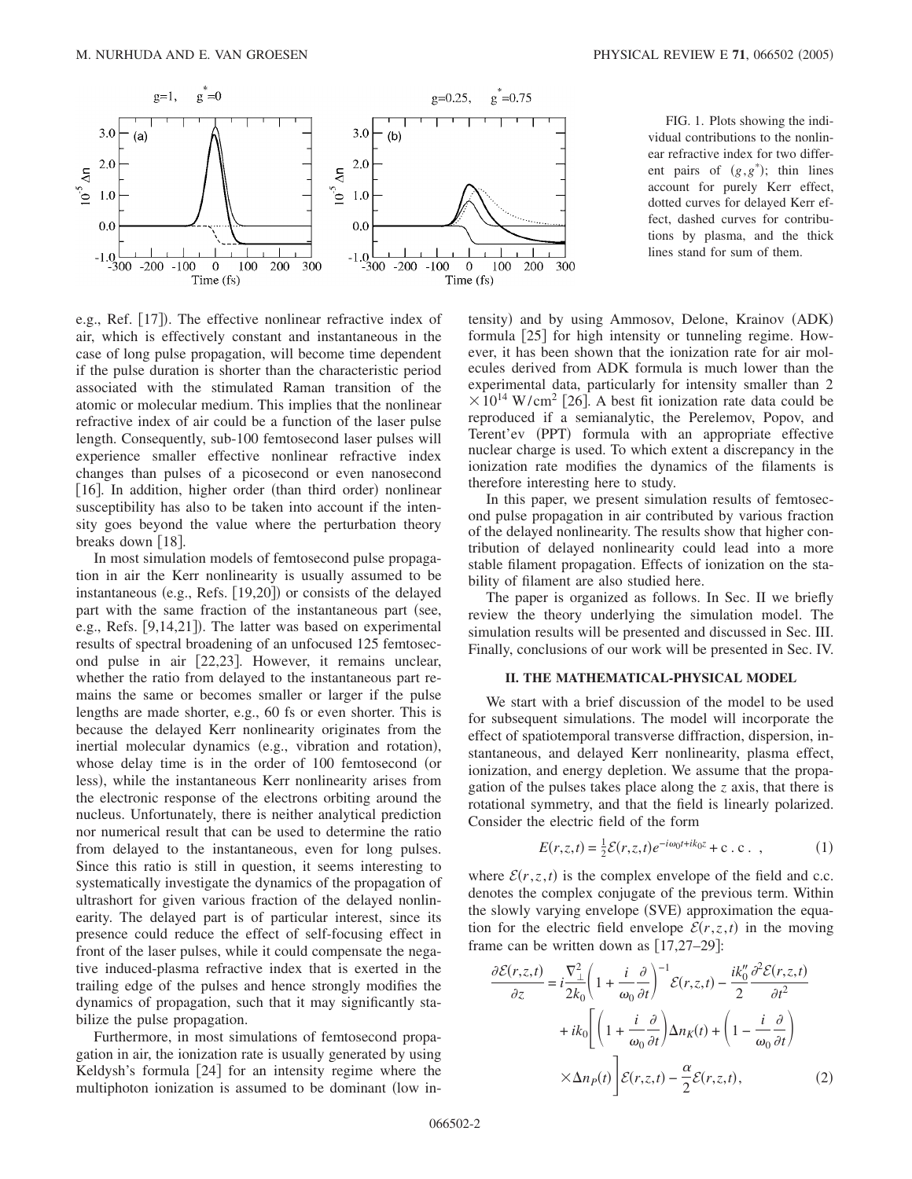FIG. 1. Plots showing the individual contributions to the nonlinear refractive index for two different pairs of $(g, g^*)$; thin lines account for purely Kerr effect, dotted curves for delayed Kerr effect, dashed curves for contributions by plasma, and the thick lines stand for sum of them.

e.g., Ref. [17]). The effective nonlinear refractive index of air, which is effectively constant and instantaneous in the case of long pulse propagation, will become time dependent if the pulse duration is shorter than the characteristic period associated with the stimulated Raman transition of the atomic or molecular medium. This implies that the nonlinear refractive index of air could be a function of the laser pulse length. Consequently, sub-100 femtosecond laser pulses will experience smaller effective nonlinear refractive index changes than pulses of a picosecond or even nanosecond [16]. In addition, higher order (than third order) nonlinear susceptibility has also to be taken into account if the intensity goes beyond the value where the perturbation theory breaks down [18].

In most simulation models of femtosecond pulse propagation in air the Kerr nonlinearity is usually assumed to be instantaneous (e.g., Refs. [19,20]) or consists of the delayed part with the same fraction of the instantaneous part (see, e.g., Refs. [9,14,21]). The latter was based on experimental results of spectral broadening of an unfocused 125 femtosecond pulse in air [22,23]. However, it remains unclear, whether the ratio from delayed to the instantaneous part remains the same or becomes smaller or larger if the pulse lengths are made shorter, e.g., 60 fs or even shorter. This is because the delayed Kerr nonlinearity originates from the inertial molecular dynamics (e.g., vibration and rotation), whose delay time is in the order of 100 femtosecond (or less), while the instantaneous Kerr nonlinearity arises from the electronic response of the electrons orbiting around the nucleus. Unfortunately, there is neither analytical prediction nor numerical result that can be used to determine the ratio from delayed to the instantaneous, even for long pulses. Since this ratio is still in question, it seems interesting to systematically investigate the dynamics of the propagation of ultrashort for given various fraction of the delayed nonlinearity. The delayed part is of particular interest, since its presence could reduce the effect of self-focusing effect in front of the laser pulses, while it could compensate the negative induced-plasma refractive index that is exerted in the trailing edge of the pulses and hence strongly modifies the dynamics of propagation, such that it may significantly stabilize the pulse propagation.

Furthermore, in most simulations of femtosecond propagation in air, the ionization rate is usually generated by using Keldysh's formula [24] for an intensity regime where the multiphoton ionization is assumed to be dominant (low intensity) and by using Ammosov, Delone, Krainov (ADK) formula [25] for high intensity or tunneling regime. However, it has been shown that the ionization rate for air molecules derived from ADK formula is much lower than the experimental data, particularly for intensity smaller than $2 \times 10^{14}$ W/cm$^2$ [26]. A best fit ionization rate data could be reproduced if a semianalytic, the Perelemov, Popov, and Terent'ev (PPT) formula with an appropriate effective nuclear charge is used. To which extent a discrepancy in the ionization rate modifies the dynamics of the filaments is therefore interesting here to study.

In this paper, we present simulation results of femtosecond pulse propagation in air contributed by various fraction of the delayed nonlinearity. The results show that higher contribution of delayed nonlinearity could lead into a more stable filament propagation. Effects of ionization on the stability of filament are also studied here.

The paper is organized as follows. In Sec. II we briefly review the theory underlying the simulation model. The simulation results will be presented and discussed in Sec. III. Finally, conclusions of our work will be presented in Sec. IV.

## II. THE MATHEMATICAL-PHYSICAL MODEL

We start with a brief discussion of the model to be used for subsequent simulations. The model will incorporate the effect of spatiotemporal transverse diffraction, dispersion, instantaneous, and delayed Kerr nonlinearity, plasma effect, ionization, and energy depletion. We assume that the propagation of the pulses takes place along the $z$ axis, that there is rotational symmetry, and that the field is linearly polarized. Consider the electric field of the form

$$E(r,z,t) = \frac{1}{2}\mathcal{E}(r,z,t)e^{-i\omega_0 t + ik_0 z} + \text{c.c.}, \qquad (1)$$

where $\mathcal{E}(r,z,t)$ is the complex envelope of the field and c.c. denotes the complex conjugate of the previous term. Within the slowly varying envelope (SVE) approximation the equation for the electric field envelope $\mathcal{E}(r,z,t)$ in the moving frame can be written down as [17,27–29]:

$$\begin{aligned}\frac{\partial \mathcal{E}(r,z,t)}{\partial z} &= i\frac{\nabla_\perp^2}{2k_0}\left(1 + \frac{i}{\omega_0}\frac{\partial}{\partial t}\right)^{-1}\mathcal{E}(r,z,t) - \frac{ik_0''}{2}\frac{\partial^2 \mathcal{E}(r,z,t)}{\partial t^2} \\ &\quad + ik_0\left[\left(1 + \frac{i}{\omega_0}\frac{\partial}{\partial t}\right)\Delta n_K(t) + \left(1 - \frac{i}{\omega_0}\frac{\partial}{\partial t}\right) \right. \\ &\quad \left. \times \Delta n_P(t)\right]\mathcal{E}(r,z,t) - \frac{\alpha}{2}\mathcal{E}(r,z,t), \qquad (2)\end{aligned}$$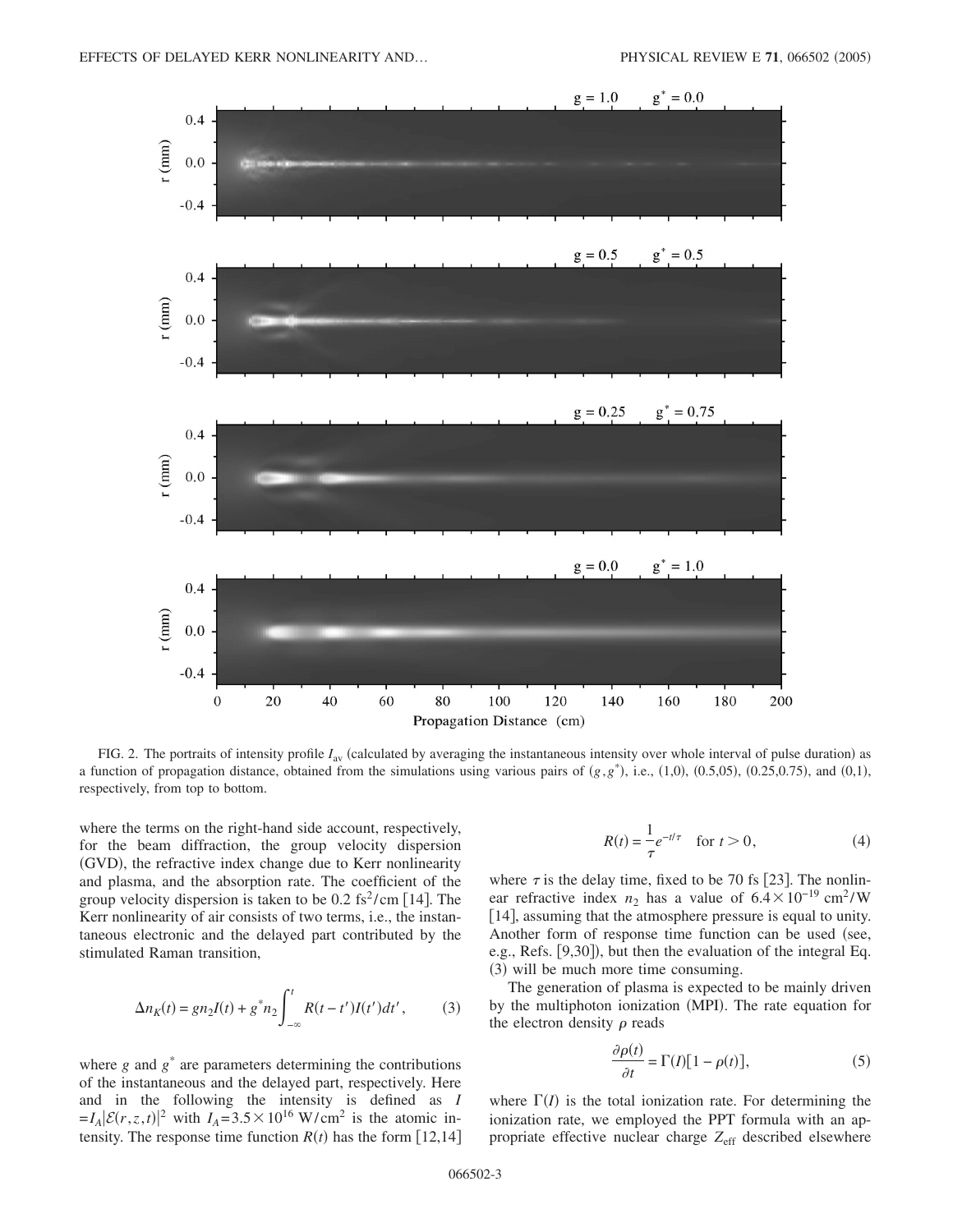FIG. 2. The portraits of intensity profile $I_{av}$ (calculated by averaging the instantaneous intensity over whole interval of pulse duration) as a function of propagation distance, obtained from the simulations using various pairs of $(g,g^*)$, i.e., (1,0), (0.5,05), (0.25,0.75), and (0,1), respectively, from top to bottom.

where the terms on the right-hand side account, respectively, for the beam diffraction, the group velocity dispersion (GVD), the refractive index change due to Kerr nonlinearity and plasma, and the absorption rate. The coefficient of the group velocity dispersion is taken to be 0.2 fs$^2$/cm [14]. The Kerr nonlinearity of air consists of two terms, i.e., the instantaneous electronic and the delayed part contributed by the stimulated Raman transition,

$$\Delta n_K(t) = g n_2 I(t) + g^* n_2 \int_{-\infty}^{t} R(t-t') I(t') dt', \tag{3}$$

where $g$ and $g^*$ are parameters determining the contributions of the instantaneous and the delayed part, respectively. Here and in the following the intensity is defined as $I = I_A |\mathcal{E}(r,z,t)|^2$ with $I_A = 3.5 \times 10^{16}$ W/cm$^2$ is the atomic intensity. The response time function $R(t)$ has the form [12,14]

$$R(t) = \frac{1}{\tau} e^{-t/\tau} \quad \text{for } t > 0, \tag{4}$$

where $\tau$ is the delay time, fixed to be 70 fs [23]. The nonlinear refractive index $n_2$ has a value of $6.4 \times 10^{-19}$ cm$^2$/W [14], assuming that the atmosphere pressure is equal to unity. Another form of response time function can be used (see, e.g., Refs. [9,30]), but then the evaluation of the integral Eq. (3) will be much more time consuming.

The generation of plasma is expected to be mainly driven by the multiphoton ionization (MPI). The rate equation for the electron density $\rho$ reads

$$\frac{\partial \rho(t)}{\partial t} = \Gamma(I)[1 - \rho(t)], \tag{5}$$

where $\Gamma(I)$ is the total ionization rate. For determining the ionization rate, we employed the PPT formula with an appropriate effective nuclear charge $Z_{\text{eff}}$ described elsewhere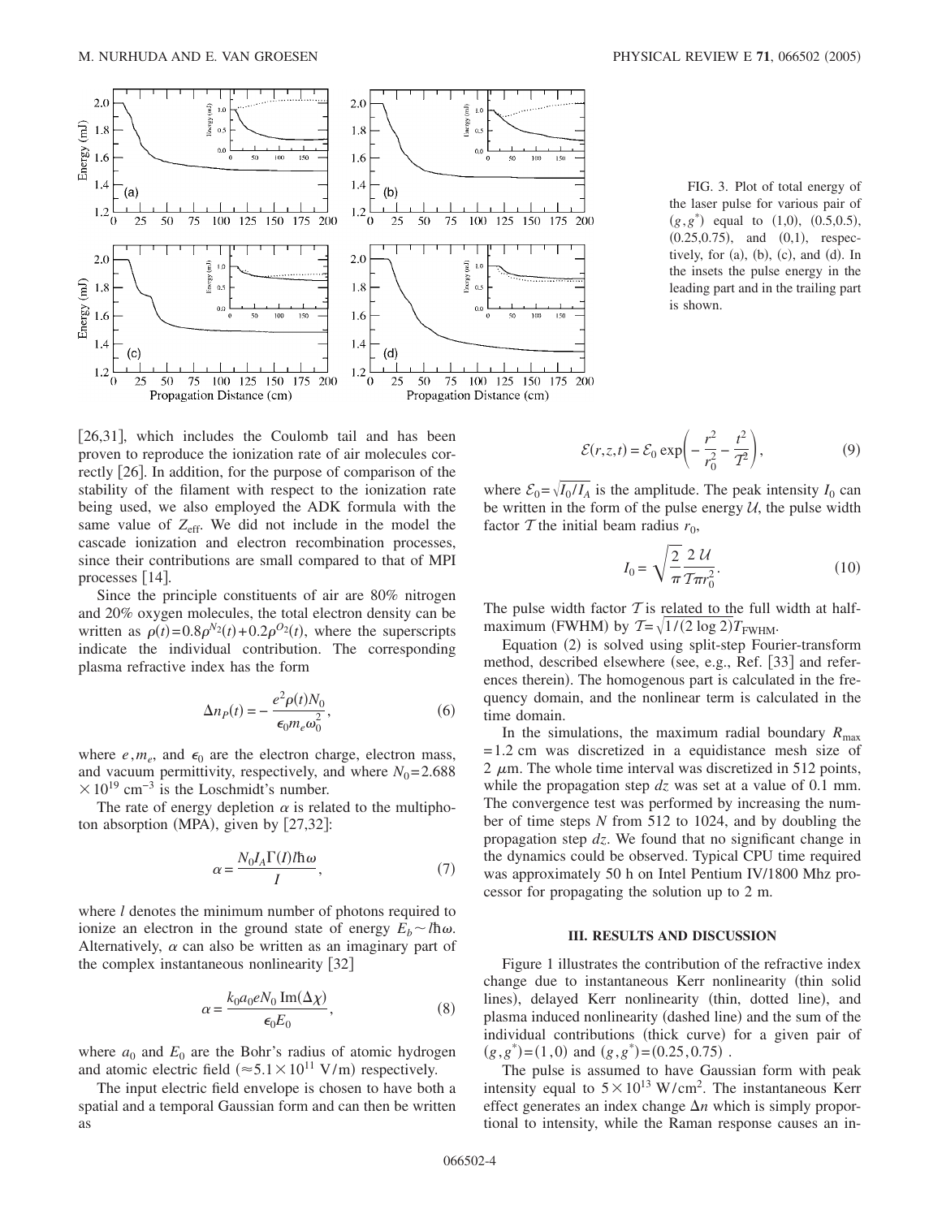FIG. 3. Plot of total energy of the laser pulse for various pair of $(g,g^*)$ equal to (1,0), (0.5,0.5), (0.25,0.75), and (0,1), respectively, for (a), (b), (c), and (d). In the insets the pulse energy in the leading part and in the trailing part is shown.

[26,31], which includes the Coulomb tail and has been proven to reproduce the ionization rate of air molecules correctly [26]. In addition, for the purpose of comparison of the stability of the filament with respect to the ionization rate being used, we also employed the ADK formula with the same value of $Z_{\text{eff}}$. We did not include in the model the cascade ionization and electron recombination processes, since their contributions are small compared to that of MPI processes [14].

Since the principle constituents of air are 80% nitrogen and 20% oxygen molecules, the total electron density can be written as $\rho(t)=0.8\rho^{N_2}(t)+0.2\rho^{O_2}(t)$, where the superscripts indicate the individual contribution. The corresponding plasma refractive index has the form

$$\Delta n_P(t) = -\frac{e^2\rho(t)N_0}{\epsilon_0 m_e \omega_0^2}, \tag{6}$$

where $e, m_e$, and $\epsilon_0$ are the electron charge, electron mass, and vacuum permittivity, respectively, and where $N_0=2.688\times10^{19}\ \text{cm}^{-3}$ is the Loschmidt's number.

The rate of energy depletion $\alpha$ is related to the multiphoton absorption (MPA), given by [27,32]:

$$\alpha = \frac{N_0 I_A \Gamma(I) l \hbar\omega}{I}, \tag{7}$$

where $l$ denotes the minimum number of photons required to ionize an electron in the ground state of energy $E_b \sim l\hbar\omega$. Alternatively, $\alpha$ can also be written as an imaginary part of the complex instantaneous nonlinearity [32]

$$\alpha = \frac{k_0 a_0 e N_0 \,\text{Im}(\Delta\chi)}{\epsilon_0 E_0}, \tag{8}$$

where $a_0$ and $E_0$ are the Bohr's radius of atomic hydrogen and atomic electric field ($\approx 5.1\times10^{11}$ V/m) respectively.

The input electric field envelope is chosen to have both a spatial and a temporal Gaussian form and can then be written as

$$\mathcal{E}(r,z,t) = \mathcal{E}_0 \exp\left(-\frac{r^2}{r_0^2} - \frac{t^2}{\mathcal{T}^2}\right), \tag{9}$$

where $\mathcal{E}_0=\sqrt{I_0/I_A}$ is the amplitude. The peak intensity $I_0$ can be written in the form of the pulse energy $\mathcal{U}$, the pulse width factor $\mathcal{T}$ the initial beam radius $r_0$,

$$I_0 = \sqrt{\frac{2}{\pi}}\frac{2\,\mathcal{U}}{\mathcal{T}\pi r_0^2}. \tag{10}$$

The pulse width factor $\mathcal{T}$ is related to the full width at half-maximum (FWHM) by $\mathcal{T}=\sqrt{1/(2\log 2)}\mathcal{T}_{\text{FWHM}}$.

Equation (2) is solved using split-step Fourier-transform method, described elsewhere (see, e.g., Ref. [33] and references therein). The homogenous part is calculated in the frequency domain, and the nonlinear term is calculated in the time domain.

In the simulations, the maximum radial boundary $R_{\max}=1.2$ cm was discretized in a equidistance mesh size of 2 $\mu$m. The whole time interval was discretized in 512 points, while the propagation step $dz$ was set at a value of 0.1 mm. The convergence test was performed by increasing the number of time steps $N$ from 512 to 1024, and by doubling the propagation step $dz$. We found that no significant change in the dynamics could be observed. Typical CPU time required was approximately 50 h on Intel Pentium IV/1800 Mhz processor for propagating the solution up to 2 m.

### III. RESULTS AND DISCUSSION

Figure 1 illustrates the contribution of the refractive index change due to instantaneous Kerr nonlinearity (thin solid lines), delayed Kerr nonlinearity (thin, dotted line), and plasma induced nonlinearity (dashed line) and the sum of the individual contributions (thick curve) for a given pair of $(g,g^*)=(1,0)$ and $(g,g^*)=(0.25,0.75)$ .

The pulse is assumed to have Gaussian form with peak intensity equal to $5\times10^{13}$ W/cm$^2$. The instantaneous Kerr effect generates an index change $\Delta n$ which is simply proportional to intensity, while the Raman response causes an in-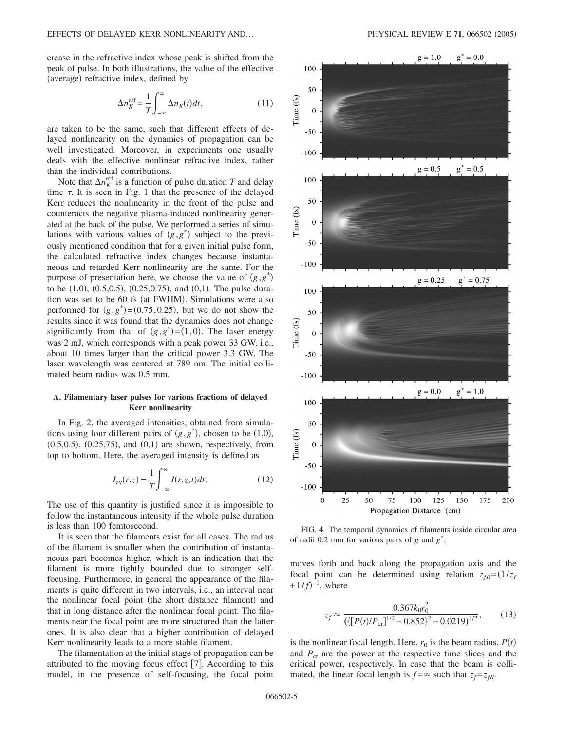crease in the refractive index whose peak is shifted from the peak of pulse. In both illustrations, the value of the effective (average) refractive index, defined by

$$\Delta n_K^{\rm eff} = \frac{1}{T}\int_{-\infty}^{\infty} \Delta n_K(t)dt, \tag{11}$$

are taken to be the same, such that different effects of delayed nonlinearity on the dynamics of propagation can be well investigated. Moreover, in experiments one usually deals with the effective nonlinear refractive index, rather than the individual contributions.

Note that $\Delta n_K^{\rm eff}$ is a function of pulse duration $T$ and delay time $\tau$. It is seen in Fig. 1 that the presence of the delayed Kerr reduces the nonlinearity in the front of the pulse and counteracts the negative plasma-induced nonlinearity generated at the back of the pulse. We performed a series of simulations with various values of $(g,g^*)$ subject to the previously mentioned condition that for a given initial pulse form, the calculated refractive index changes because instantaneous and retarded Kerr nonlinearity are the same. For the purpose of presentation here, we choose the value of $(g,g^*)$ to be (1,0), (0.5,0.5), (0.25,0.75), and (0,1). The pulse duration was set to be 60 fs (at FWHM). Simulations were also performed for $(g,g^*)=(0.75,0.25)$, but we do not show the results since it was found that the dynamics does not change significantly from that of $(g,g^*)=(1,0)$. The laser energy was 2 mJ, which corresponds with a peak power 33 GW, i.e., about 10 times larger than the critical power 3.3 GW. The laser wavelength was centered at 789 nm. The initial collimated beam radius was 0.5 mm.

### A. Filamentary laser pulses for various fractions of delayed Kerr nonlinearity

In Fig. 2, the averaged intensities, obtained from simulations using four different pairs of $(g,g^*)$, chosen to be (1,0), (0.5,0.5), (0.25,75), and (0,1) are shown, respectively, from top to bottom. Here, the averaged intensity is defined as

$$I_{\rm av}(r,z) = \frac{1}{T}\int_{-\infty}^{\infty} I(r,z,t)dt. \tag{12}$$

The use of this quantity is justified since it is impossible to follow the instantaneous intensity if the whole pulse duration is less than 100 femtosecond.

It is seen that the filaments exist for all cases. The radius of the filament is smaller when the contribution of instantaneous part becomes higher, which is an indication that the filament is more tightly bounded due to stronger self-focusing. Furthermore, in general the appearance of the filaments is quite different in two intervals, i.e., an interval near the nonlinear focal point (the short distance filament) and that in long distance after the nonlinear focal point. The filaments near the focal point are more structured than the latter ones. It is also clear that a higher contribution of delayed Kerr nonlinearity leads to a more stable filament.

The filamentation at the initial stage of propagation can be attributed to the moving focus effect [7]. According to this model, in the presence of self-focusing, the focal point moves forth and back along the propagation axis and the focal point can be determined using relation $z_{fR}=(1/z_f+1/f)^{-1}$, where

$$z_f \approx \frac{0.367k_0r_0^2}{(\{[P(t)/P_{\rm cr}]^{1/2}-0.852\}^2-0.0219)^{1/2}}, \tag{13}$$

is the nonlinear focal length. Here, $r_0$ is the beam radius, $P(t)$ and $P_{\rm cr}$ are the power at the respective time slices and the critical power, respectively. In case that the beam is collimated, the linear focal length is $f=\infty$ such that $z_f=z_{fR}$.

FIG. 4. The temporal dynamics of filaments inside circular area of radii 0.2 mm for various pairs of $g$ and $g^*$.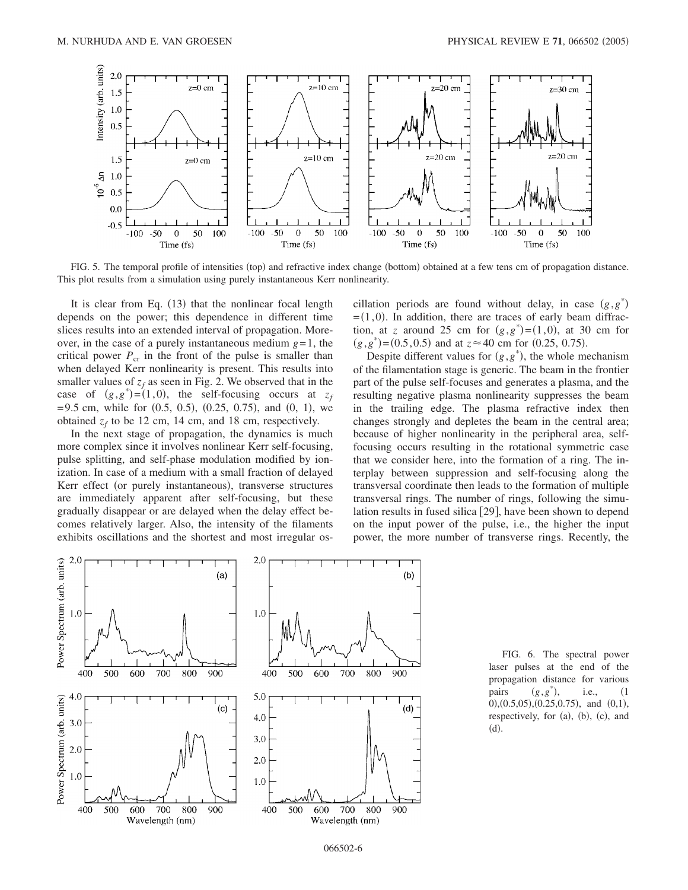FIG. 5. The temporal profile of intensities (top) and refractive index change (bottom) obtained at a few tens cm of propagation distance. This plot results from a simulation using purely instantaneous Kerr nonlinearity.

It is clear from Eq. (13) that the nonlinear focal length depends on the power; this dependence in different time slices results into an extended interval of propagation. Moreover, in the case of a purely instantaneous medium $g=1$, the critical power $P_{\rm cr}$ in the front of the pulse is smaller than when delayed Kerr nonlinearity is present. This results into smaller values of $z_f$ as seen in Fig. 2. We observed that in the case of $(g,g^*)=(1,0)$, the self-focusing occurs at $z_f=9.5$ cm, while for (0.5, 0.5), (0.25, 0.75), and (0, 1), we obtained $z_f$ to be 12 cm, 14 cm, and 18 cm, respectively.

In the next stage of propagation, the dynamics is much more complex since it involves nonlinear Kerr self-focusing, pulse splitting, and self-phase modulation modified by ionization. In case of a medium with a small fraction of delayed Kerr effect (or purely instantaneous), transverse structures are immediately apparent after self-focusing, but these gradually disappear or are delayed when the delay effect becomes relatively larger. Also, the intensity of the filaments exhibits oscillations and the shortest and most irregular oscillation periods are found without delay, in case $(g,g^*)=(1,0)$. In addition, there are traces of early beam diffraction, at $z$ around 25 cm for $(g,g^*)=(1,0)$, at 30 cm for $(g,g^*)=(0.5,0.5)$ and at $z\approx 40$ cm for (0.25, 0.75).

Despite different values for $(g,g^*)$, the whole mechanism of the filamentation stage is generic. The beam in the frontier part of the pulse self-focuses and generates a plasma, and the resulting negative plasma nonlinearity suppresses the beam in the trailing edge. The plasma refractive index then changes strongly and depletes the beam in the central area; because of higher nonlinearity in the peripheral area, self-focusing occurs resulting in the rotational symmetric case that we consider here, into the formation of a ring. The interplay between suppression and self-focusing along the transversal coordinate then leads to the formation of multiple transversal rings. The number of rings, following the simulation results in fused silica [29], have been shown to depend on the input power of the pulse, i.e., the higher the input power, the more number of transverse rings. Recently, the

FIG. 6. The spectral power laser pulses at the end of the propagation distance for various pairs $(g,g^*)$, i.e., (1 0),(0.5,05),(0.25,0.75), and (0,1), respectively, for (a), (b), (c), and (d).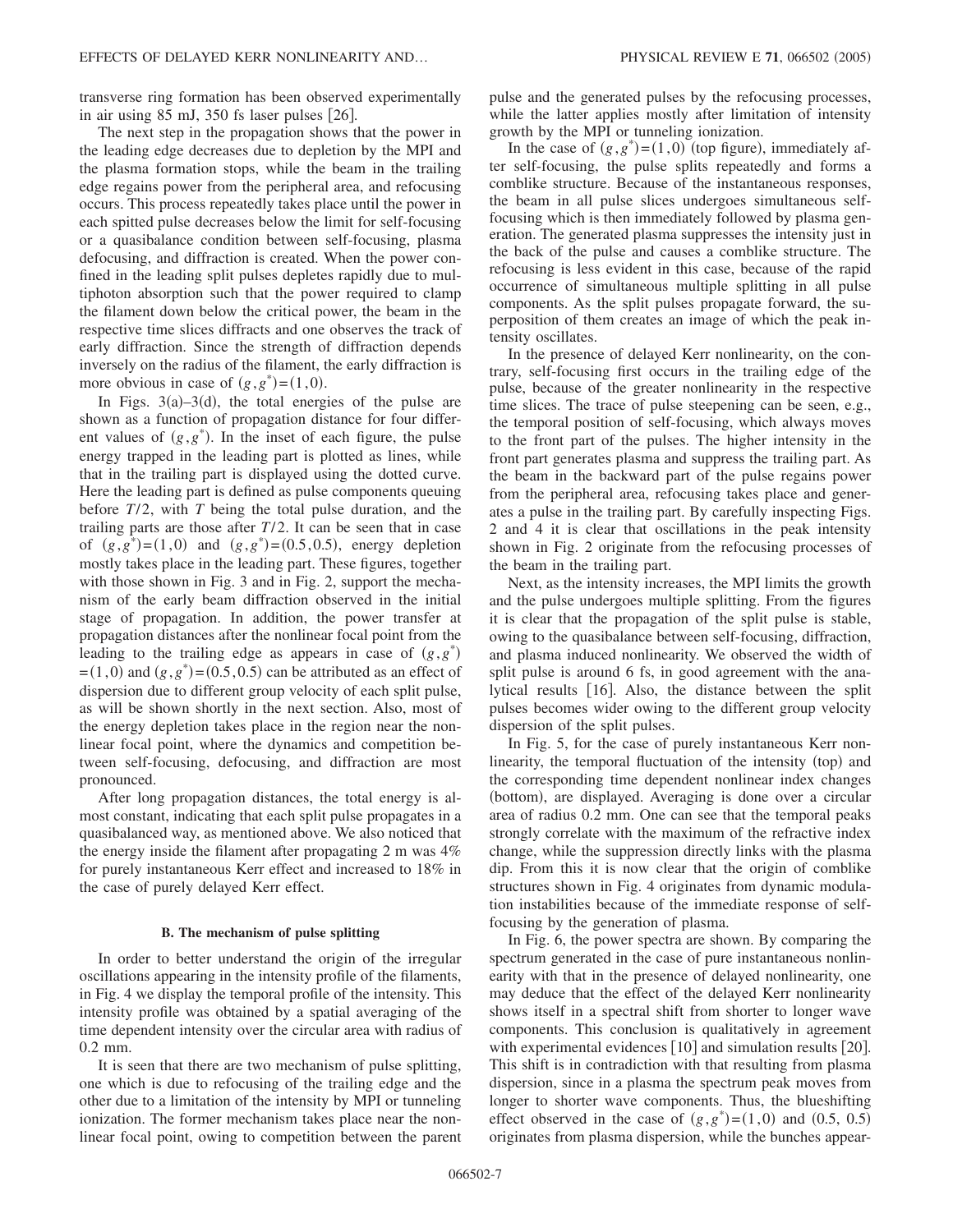transverse ring formation has been observed experimentally in air using 85 mJ, 350 fs laser pulses [26].

The next step in the propagation shows that the power in the leading edge decreases due to depletion by the MPI and the plasma formation stops, while the beam in the trailing edge regains power from the peripheral area, and refocusing occurs. This process repeatedly takes place until the power in each spitted pulse decreases below the limit for self-focusing or a quasibalance condition between self-focusing, plasma defocusing, and diffraction is created. When the power confined in the leading split pulses depletes rapidly due to multiphoton absorption such that the power required to clamp the filament down below the critical power, the beam in the respective time slices diffracts and one observes the track of early diffraction. Since the strength of diffraction depends inversely on the radius of the filament, the early diffraction is more obvious in case of $(g,g^{*})=(1,0)$.

In Figs. 3(a)–3(d), the total energies of the pulse are shown as a function of propagation distance for four different values of $(g,g^{*})$. In the inset of each figure, the pulse energy trapped in the leading part is plotted as lines, while that in the trailing part is displayed using the dotted curve. Here the leading part is defined as pulse components queuing before $T/2$, with $T$ being the total pulse duration, and the trailing parts are those after $T/2$. It can be seen that in case of $(g,g^{*})=(1,0)$ and $(g,g^{*})=(0.5,0.5)$, energy depletion mostly takes place in the leading part. These figures, together with those shown in Fig. 3 and in Fig. 2, support the mechanism of the early beam diffraction observed in the initial stage of propagation. In addition, the power transfer at propagation distances after the nonlinear focal point from the leading to the trailing edge as appears in case of $(g,g^{*})=(1,0)$ and $(g,g^{*})=(0.5,0.5)$ can be attributed as an effect of dispersion due to different group velocity of each split pulse, as will be shown shortly in the next section. Also, most of the energy depletion takes place in the region near the nonlinear focal point, where the dynamics and competition between self-focusing, defocusing, and diffraction are most pronounced.

After long propagation distances, the total energy is almost constant, indicating that each split pulse propagates in a quasibalanced way, as mentioned above. We also noticed that the energy inside the filament after propagating 2 m was 4% for purely instantaneous Kerr effect and increased to 18% in the case of purely delayed Kerr effect.

### B. The mechanism of pulse splitting

In order to better understand the origin of the irregular oscillations appearing in the intensity profile of the filaments, in Fig. 4 we display the temporal profile of the intensity. This intensity profile was obtained by a spatial averaging of the time dependent intensity over the circular area with radius of 0.2 mm.

It is seen that there are two mechanism of pulse splitting, one which is due to refocusing of the trailing edge and the other due to a limitation of the intensity by MPI or tunneling ionization. The former mechanism takes place near the nonlinear focal point, owing to competition between the parent pulse and the generated pulses by the refocusing processes, while the latter applies mostly after limitation of intensity growth by the MPI or tunneling ionization.

In the case of $(g,g^{*})=(1,0)$ (top figure), immediately after self-focusing, the pulse splits repeatedly and forms a comblike structure. Because of the instantaneous responses, the beam in all pulse slices undergoes simultaneous self-focusing which is then immediately followed by plasma generation. The generated plasma suppresses the intensity just in the back of the pulse and causes a comblike structure. The refocusing is less evident in this case, because of the rapid occurrence of simultaneous multiple splitting in all pulse components. As the split pulses propagate forward, the superposition of them creates an image of which the peak intensity oscillates.

In the presence of delayed Kerr nonlinearity, on the contrary, self-focusing first occurs in the trailing edge of the pulse, because of the greater nonlinearity in the respective time slices. The trace of pulse steepening can be seen, e.g., the temporal position of self-focusing, which always moves to the front part of the pulses. The higher intensity in the front part generates plasma and suppress the trailing part. As the beam in the backward part of the pulse regains power from the peripheral area, refocusing takes place and generates a pulse in the trailing part. By carefully inspecting Figs. 2 and 4 it is clear that oscillations in the peak intensity shown in Fig. 2 originate from the refocusing processes of the beam in the trailing part.

Next, as the intensity increases, the MPI limits the growth and the pulse undergoes multiple splitting. From the figures it is clear that the propagation of the split pulse is stable, owing to the quasibalance between self-focusing, diffraction, and plasma induced nonlinearity. We observed the width of split pulse is around 6 fs, in good agreement with the analytical results [16]. Also, the distance between the split pulses becomes wider owing to the different group velocity dispersion of the split pulses.

In Fig. 5, for the case of purely instantaneous Kerr nonlinearity, the temporal fluctuation of the intensity (top) and the corresponding time dependent nonlinear index changes (bottom), are displayed. Averaging is done over a circular area of radius 0.2 mm. One can see that the temporal peaks strongly correlate with the maximum of the refractive index change, while the suppression directly links with the plasma dip. From this it is now clear that the origin of comblike structures shown in Fig. 4 originates from dynamic modulation instabilities because of the immediate response of self-focusing by the generation of plasma.

In Fig. 6, the power spectra are shown. By comparing the spectrum generated in the case of pure instantaneous nonlinearity with that in the presence of delayed nonlinearity, one may deduce that the effect of the delayed Kerr nonlinearity shows itself in a spectral shift from shorter to longer wave components. This conclusion is qualitatively in agreement with experimental evidences [10] and simulation results [20]. This shift is in contradiction with that resulting from plasma dispersion, since in a plasma the spectrum peak moves from longer to shorter wave components. Thus, the blueshifting effect observed in the case of $(g,g^{*})=(1,0)$ and (0.5, 0.5) originates from plasma dispersion, while the bunches appear-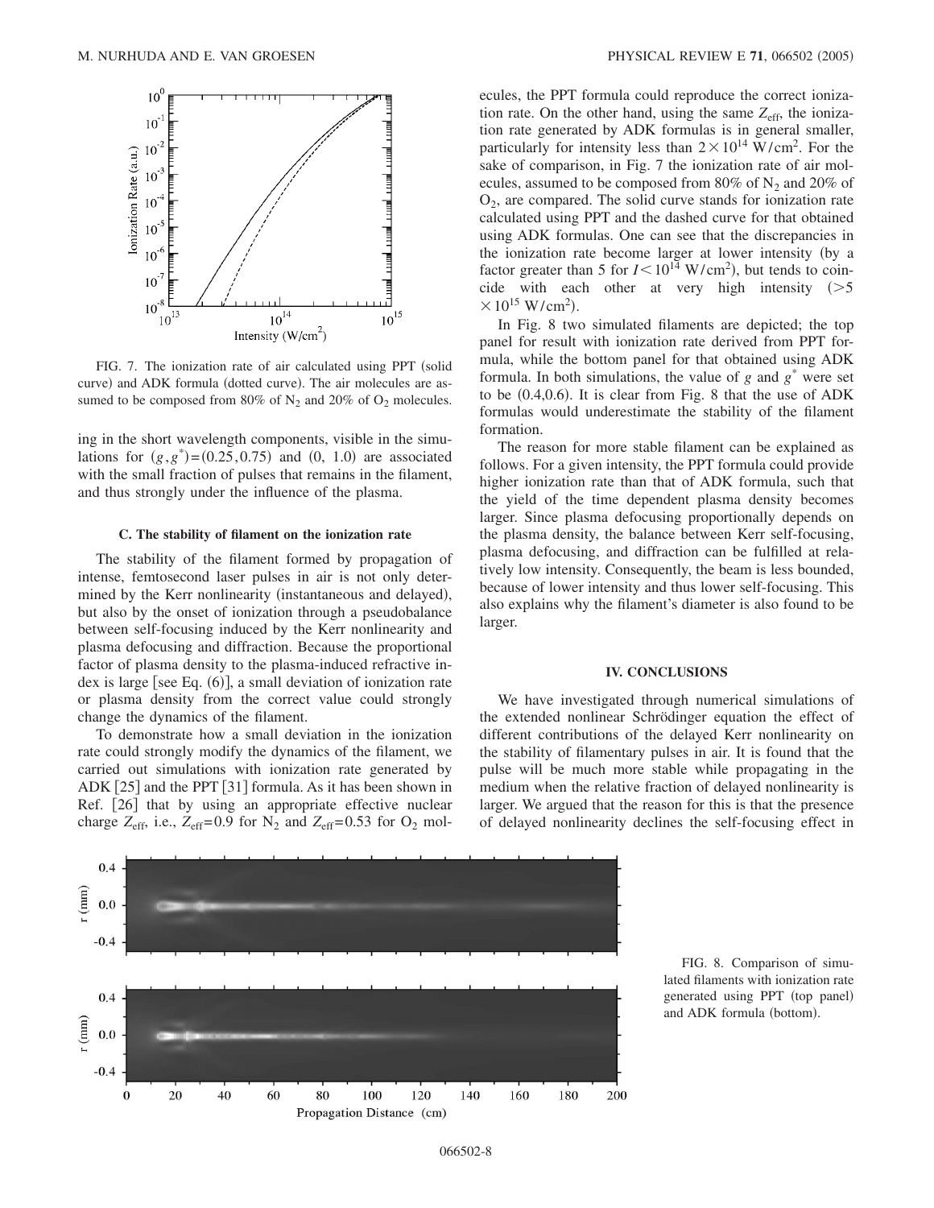FIG. 7. The ionization rate of air calculated using PPT (solid curve) and ADK formula (dotted curve). The air molecules are assumed to be composed from 80% of $N_2$ and 20% of $O_2$ molecules.

ing in the short wavelength components, visible in the simulations for $(g, g^*) = (0.25, 0.75)$ and (0, 1.0) are associated with the small fraction of pulses that remains in the filament, and thus strongly under the influence of the plasma.

#### C. The stability of filament on the ionization rate

The stability of the filament formed by propagation of intense, femtosecond laser pulses in air is not only determined by the Kerr nonlinearity (instantaneous and delayed), but also by the onset of ionization through a pseudobalance between self-focusing induced by the Kerr nonlinearity and plasma defocusing and diffraction. Because the proportional factor of plasma density to the plasma-induced refractive index is large [see Eq. (6)], a small deviation of ionization rate or plasma density from the correct value could strongly change the dynamics of the filament.

To demonstrate how a small deviation in the ionization rate could strongly modify the dynamics of the filament, we carried out simulations with ionization rate generated by ADK [25] and the PPT [31] formula. As it has been shown in Ref. [26] that by using an appropriate effective nuclear charge $Z_{\text{eff}}$, i.e., $Z_{\text{eff}} = 0.9$ for $N_2$ and $Z_{\text{eff}} = 0.53$ for $O_2$ molecules, the PPT formula could reproduce the correct ionization rate. On the other hand, using the same $Z_{\text{eff}}$, the ionization rate generated by ADK formulas is in general smaller, particularly for intensity less than $2 \times 10^{14}$ W/cm$^2$. For the sake of comparison, in Fig. 7 the ionization rate of air molecules, assumed to be composed from 80% of $N_2$ and 20% of $O_2$, are compared. The solid curve stands for ionization rate calculated using PPT and the dashed curve for that obtained using ADK formulas. One can see that the discrepancies in the ionization rate become larger at lower intensity (by a factor greater than 5 for $I < 10^{14}$ W/cm$^2$), but tends to coincide with each other at very high intensity ($>5 \times 10^{15}$ W/cm$^2$).

In Fig. 8 two simulated filaments are depicted; the top panel for result with ionization rate derived from PPT formula, while the bottom panel for that obtained using ADK formula. In both simulations, the value of $g$ and $g^*$ were set to be (0.4,0.6). It is clear from Fig. 8 that the use of ADK formulas would underestimate the stability of the filament formation.

The reason for more stable filament can be explained as follows. For a given intensity, the PPT formula could provide higher ionization rate than that of ADK formula, such that the yield of the time dependent plasma density becomes larger. Since plasma defocusing proportionally depends on the plasma density, the balance between Kerr self-focusing, plasma defocusing, and diffraction can be fulfilled at relatively low intensity. Consequently, the beam is less bounded, because of lower intensity and thus lower self-focusing. This also explains why the filament's diameter is also found to be larger.

### IV. CONCLUSIONS

We have investigated through numerical simulations of the extended nonlinear Schrödinger equation the effect of different contributions of the delayed Kerr nonlinearity on the stability of filamentary pulses in air. It is found that the pulse will be much more stable while propagating in the medium when the relative fraction of delayed nonlinearity is larger. We argued that the reason for this is that the presence of delayed nonlinearity declines the self-focusing effect in

FIG. 8. Comparison of simulated filaments with ionization rate generated using PPT (top panel) and ADK formula (bottom).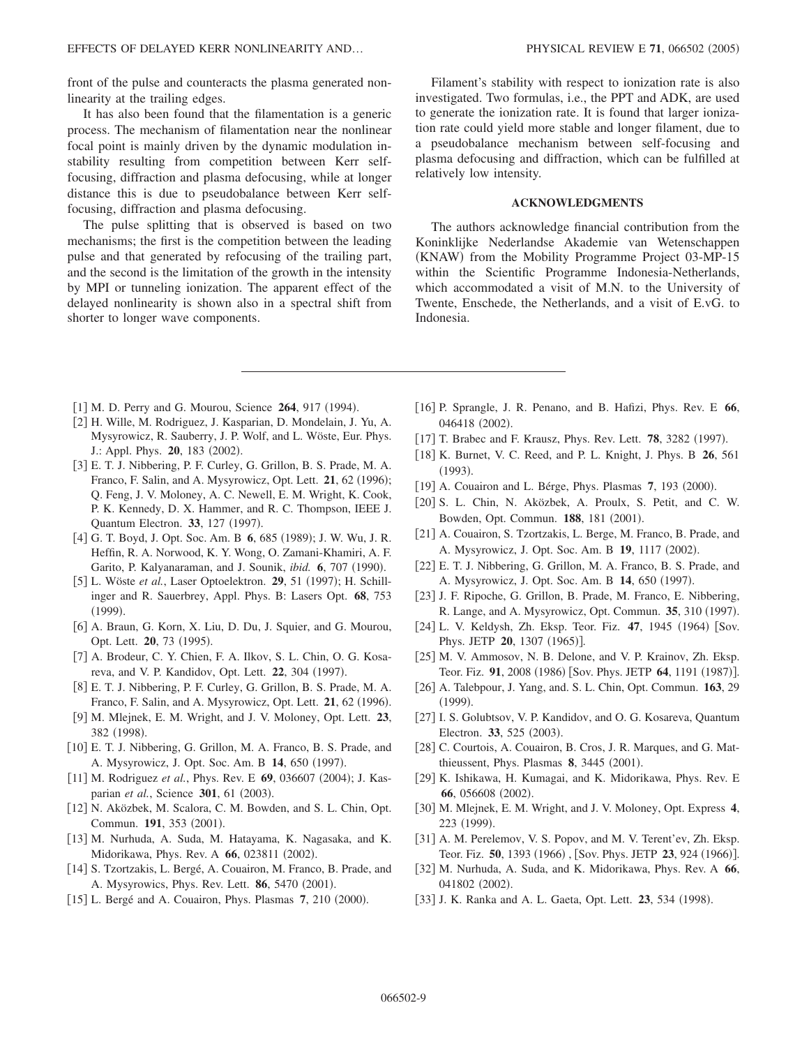front of the pulse and counteracts the plasma generated nonlinearity at the trailing edges.

It has also been found that the filamentation is a generic process. The mechanism of filamentation near the nonlinear focal point is mainly driven by the dynamic modulation instability resulting from competition between Kerr self-focusing, diffraction and plasma defocusing, while at longer distance this is due to pseudobalance between Kerr self-focusing, diffraction and plasma defocusing.

The pulse splitting that is observed is based on two mechanisms; the first is the competition between the leading pulse and that generated by refocusing of the trailing part, and the second is the limitation of the growth in the intensity by MPI or tunneling ionization. The apparent effect of the delayed nonlinearity is shown also in a spectral shift from shorter to longer wave components.

Filament's stability with respect to ionization rate is also investigated. Two formulas, i.e., the PPT and ADK, are used to generate the ionization rate. It is found that larger ionization rate could yield more stable and longer filament, due to a pseudobalance mechanism between self-focusing and plasma defocusing and diffraction, which can be fulfilled at relatively low intensity.

## ACKNOWLEDGMENTS

The authors acknowledge financial contribution from the Koninklijke Nederlandse Akademie van Wetenschappen (KNAW) from the Mobility Programme Project 03-MP-15 within the Scientific Programme Indonesia-Netherlands, which accommodated a visit of M.N. to the University of Twente, Enschede, the Netherlands, and a visit of E.vG. to Indonesia.

---

[1] M. D. Perry and G. Mourou, Science **264**, 917 (1994).

[2] H. Wille, M. Rodriguez, J. Kasparian, D. Mondelain, J. Yu, A. Mysyrowicz, R. Sauberry, J. P. Wolf, and L. Wöste, Eur. Phys. J.: Appl. Phys. **20**, 183 (2002).

[3] E. T. J. Nibbering, P. F. Curley, G. Grillon, B. S. Prade, M. A. Franco, F. Salin, and A. Mysyrowicz, Opt. Lett. **21**, 62 (1996); Q. Feng, J. V. Moloney, A. C. Newell, E. M. Wright, K. Cook, P. K. Kennedy, D. X. Hammer, and R. C. Thompson, IEEE J. Quantum Electron. **33**, 127 (1997).

[4] G. T. Boyd, J. Opt. Soc. Am. B **6**, 685 (1989); J. W. Wu, J. R. Heffin, R. A. Norwood, K. Y. Wong, O. Zamani-Khamiri, A. F. Garito, P. Kalyanaraman, and J. Sounik, *ibid.* **6**, 707 (1990).

[5] L. Wöste *et al.*, Laser Optoelektron. **29**, 51 (1997); H. Schillinger and R. Sauerbrey, Appl. Phys. B: Lasers Opt. **68**, 753 (1999).

[6] A. Braun, G. Korn, X. Liu, D. Du, J. Squier, and G. Mourou, Opt. Lett. **20**, 73 (1995).

[7] A. Brodeur, C. Y. Chien, F. A. Ilkov, S. L. Chin, O. G. Kosareva, and V. P. Kandidov, Opt. Lett. **22**, 304 (1997).

[8] E. T. J. Nibbering, P. F. Curley, G. Grillon, B. S. Prade, M. A. Franco, F. Salin, and A. Mysyrowicz, Opt. Lett. **21**, 62 (1996).

[9] M. Mlejnek, E. M. Wright, and J. V. Moloney, Opt. Lett. **23**, 382 (1998).

[10] E. T. J. Nibbering, G. Grillon, M. A. Franco, B. S. Prade, and A. Mysyrowicz, J. Opt. Soc. Am. B **14**, 650 (1997).

[11] M. Rodriguez *et al.*, Phys. Rev. E **69**, 036607 (2004); J. Kasparian *et al.*, Science **301**, 61 (2003).

[12] N. Aközbek, M. Scalora, C. M. Bowden, and S. L. Chin, Opt. Commun. **191**, 353 (2001).

[13] M. Nurhuda, A. Suda, M. Hatayama, K. Nagasaka, and K. Midorikawa, Phys. Rev. A **66**, 023811 (2002).

[14] S. Tzortzakis, L. Bergé, A. Couairon, M. Franco, B. Prade, and A. Mysyrowics, Phys. Rev. Lett. **86**, 5470 (2001).

[15] L. Bergé and A. Couairon, Phys. Plasmas **7**, 210 (2000).

[16] P. Sprangle, J. R. Penano, and B. Hafizi, Phys. Rev. E **66**, 046418 (2002).

[17] T. Brabec and F. Krausz, Phys. Rev. Lett. **78**, 3282 (1997).

[18] K. Burnet, V. C. Reed, and P. L. Knight, J. Phys. B **26**, 561 (1993).

[19] A. Couairon and L. Bérge, Phys. Plasmas **7**, 193 (2000).

[20] S. L. Chin, N. Aközbek, A. Proulx, S. Petit, and C. W. Bowden, Opt. Commun. **188**, 181 (2001).

[21] A. Couairon, S. Tzortzakis, L. Berge, M. Franco, B. Prade, and A. Mysyrowicz, J. Opt. Soc. Am. B **19**, 1117 (2002).

[22] E. T. J. Nibbering, G. Grillon, M. A. Franco, B. S. Prade, and A. Mysyrowicz, J. Opt. Soc. Am. B **14**, 650 (1997).

[23] J. F. Ripoche, G. Grillon, B. Prade, M. Franco, E. Nibbering, R. Lange, and A. Mysyrowicz, Opt. Commun. **35**, 310 (1997).

[24] L. V. Keldysh, Zh. Eksp. Teor. Fiz. **47**, 1945 (1964) [Sov. Phys. JETP **20**, 1307 (1965)].

[25] M. V. Ammosov, N. B. Delone, and V. P. Krainov, Zh. Eksp. Teor. Fiz. **91**, 2008 (1986) [Sov. Phys. JETP **64**, 1191 (1987)].

[26] A. Talebpour, J. Yang, and. S. L. Chin, Opt. Commun. **163**, 29 (1999).

[27] I. S. Golubtsov, V. P. Kandidov, and O. G. Kosareva, Quantum Electron. **33**, 525 (2003).

[28] C. Courtois, A. Couairon, B. Cros, J. R. Marques, and G. Matthieussent, Phys. Plasmas **8**, 3445 (2001).

[29] K. Ishikawa, H. Kumagai, and K. Midorikawa, Phys. Rev. E **66**, 056608 (2002).

[30] M. Mlejnek, E. M. Wright, and J. V. Moloney, Opt. Express **4**, 223 (1999).

[31] A. M. Perelemov, V. S. Popov, and M. V. Terent'ev, Zh. Eksp. Teor. Fiz. **50**, 1393 (1966) , [Sov. Phys. JETP **23**, 924 (1966)].

[32] M. Nurhuda, A. Suda, and K. Midorikawa, Phys. Rev. A **66**, 041802 (2002).

[33] J. K. Ranka and A. L. Gaeta, Opt. Lett. **23**, 534 (1998).